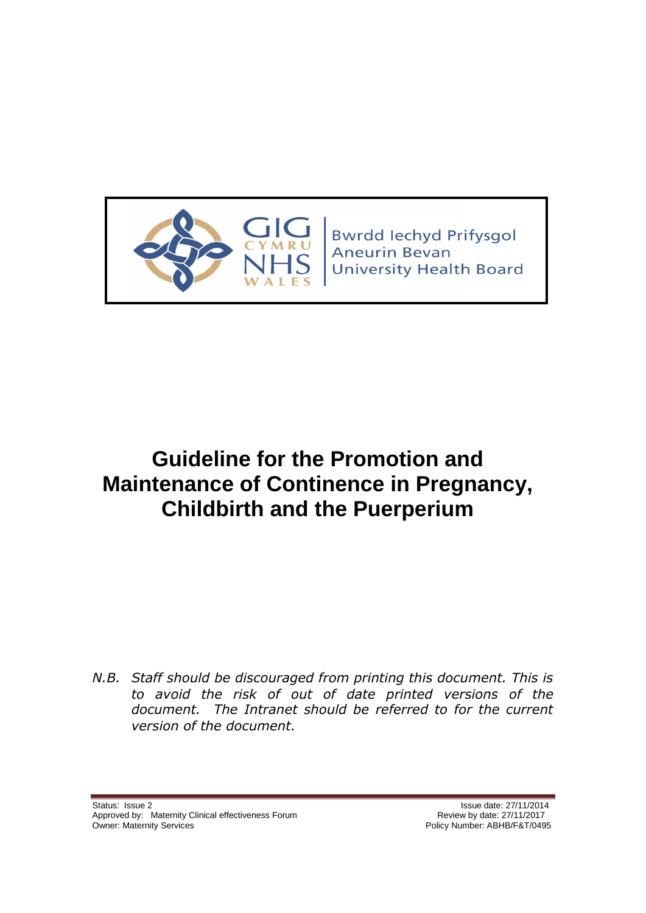GIG CYMRU NHS WALES | Bwrdd Iechyd Prifysgol Aneurin Bevan University Health Board

# Guideline for the Promotion and Maintenance of Continence in Pregnancy, Childbirth and the Puerperium

*N.B. Staff should be discouraged from printing this document. This is to avoid the risk of out of date printed versions of the document. The Intranet should be referred to for the current version of the document.*

Status: Issue 2
Approved by: Maternity Clinical effectiveness Forum
Owner: Maternity Services

Issue date: 27/11/2014
Review by date: 27/11/2017
Policy Number: ABHB/F&T/0495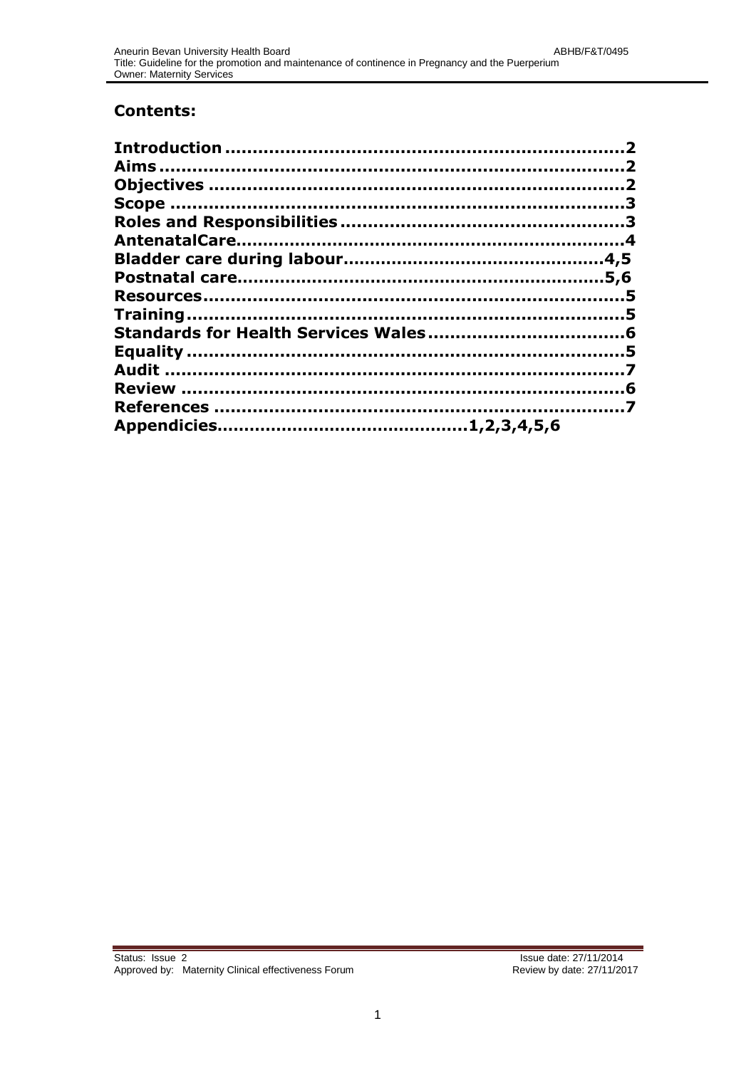## Contents:

**Introduction**.......................................................................2
**Aims**.....................................................................................2
**Objectives**............................................................................2
**Scope**..................................................................................3
**Roles and Responsibilities**.................................................3
**AntenatalCare**.....................................................................4
**Bladder care during labour**............................................4,5
**Postnatal care**.................................................................5,6
**Resources**...........................................................................5
**Training**..............................................................................5
**Standards for Health Services Wales**.................................6
**Equality**..............................................................................5
**Audit**..................................................................................7
**Review**...............................................................................6
**References**..........................................................................7
**Appendicies**...........................................1,2,3,4,5,6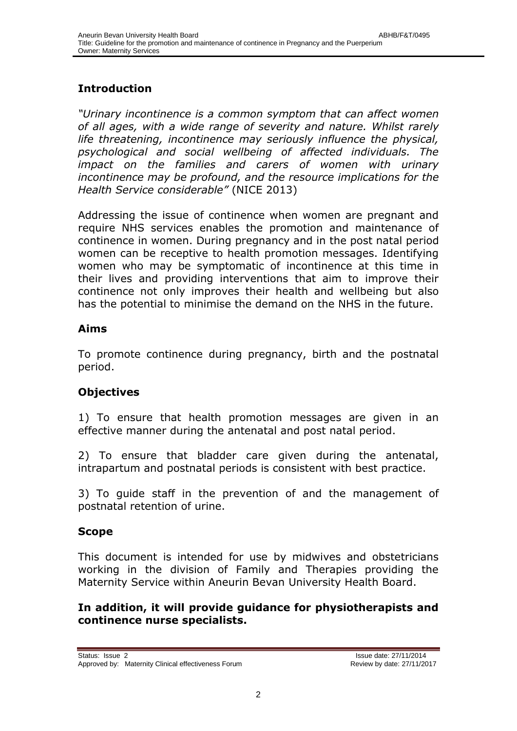## Introduction

*"Urinary incontinence is a common symptom that can affect women of all ages, with a wide range of severity and nature. Whilst rarely life threatening, incontinence may seriously influence the physical, psychological and social wellbeing of affected individuals. The impact on the families and carers of women with urinary incontinence may be profound, and the resource implications for the Health Service considerable"* (NICE 2013)

Addressing the issue of continence when women are pregnant and require NHS services enables the promotion and maintenance of continence in women. During pregnancy and in the post natal period women can be receptive to health promotion messages. Identifying women who may be symptomatic of incontinence at this time in their lives and providing interventions that aim to improve their continence not only improves their health and wellbeing but also has the potential to minimise the demand on the NHS in the future.

## Aims

To promote continence during pregnancy, birth and the postnatal period.

## Objectives

1) To ensure that health promotion messages are given in an effective manner during the antenatal and post natal period.

2) To ensure that bladder care given during the antenatal, intrapartum and postnatal periods is consistent with best practice.

3) To guide staff in the prevention of and the management of postnatal retention of urine.

## Scope

This document is intended for use by midwives and obstetricians working in the division of Family and Therapies providing the Maternity Service within Aneurin Bevan University Health Board.

**In addition, it will provide guidance for physiotherapists and continence nurse specialists.**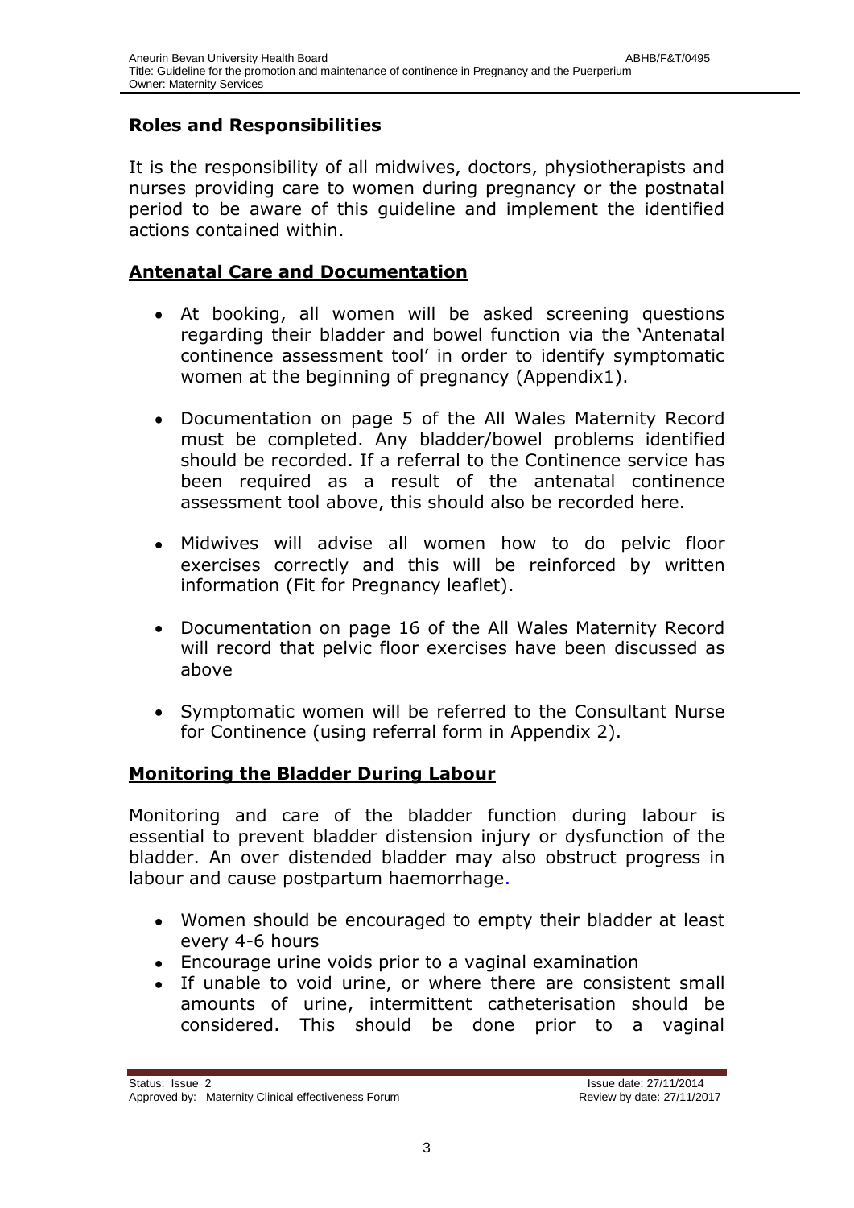## Roles and Responsibilities

It is the responsibility of all midwives, doctors, physiotherapists and nurses providing care to women during pregnancy or the postnatal period to be aware of this guideline and implement the identified actions contained within.

## Antenatal Care and Documentation

- At booking, all women will be asked screening questions regarding their bladder and bowel function via the 'Antenatal continence assessment tool' in order to identify symptomatic women at the beginning of pregnancy (Appendix1).
- Documentation on page 5 of the All Wales Maternity Record must be completed. Any bladder/bowel problems identified should be recorded. If a referral to the Continence service has been required as a result of the antenatal continence assessment tool above, this should also be recorded here.
- Midwives will advise all women how to do pelvic floor exercises correctly and this will be reinforced by written information (Fit for Pregnancy leaflet).
- Documentation on page 16 of the All Wales Maternity Record will record that pelvic floor exercises have been discussed as above
- Symptomatic women will be referred to the Consultant Nurse for Continence (using referral form in Appendix 2).

## Monitoring the Bladder During Labour

Monitoring and care of the bladder function during labour is essential to prevent bladder distension injury or dysfunction of the bladder. An over distended bladder may also obstruct progress in labour and cause postpartum haemorrhage.

- Women should be encouraged to empty their bladder at least every 4-6 hours
- Encourage urine voids prior to a vaginal examination
- If unable to void urine, or where there are consistent small amounts of urine, intermittent catheterisation should be considered. This should be done prior to a vaginal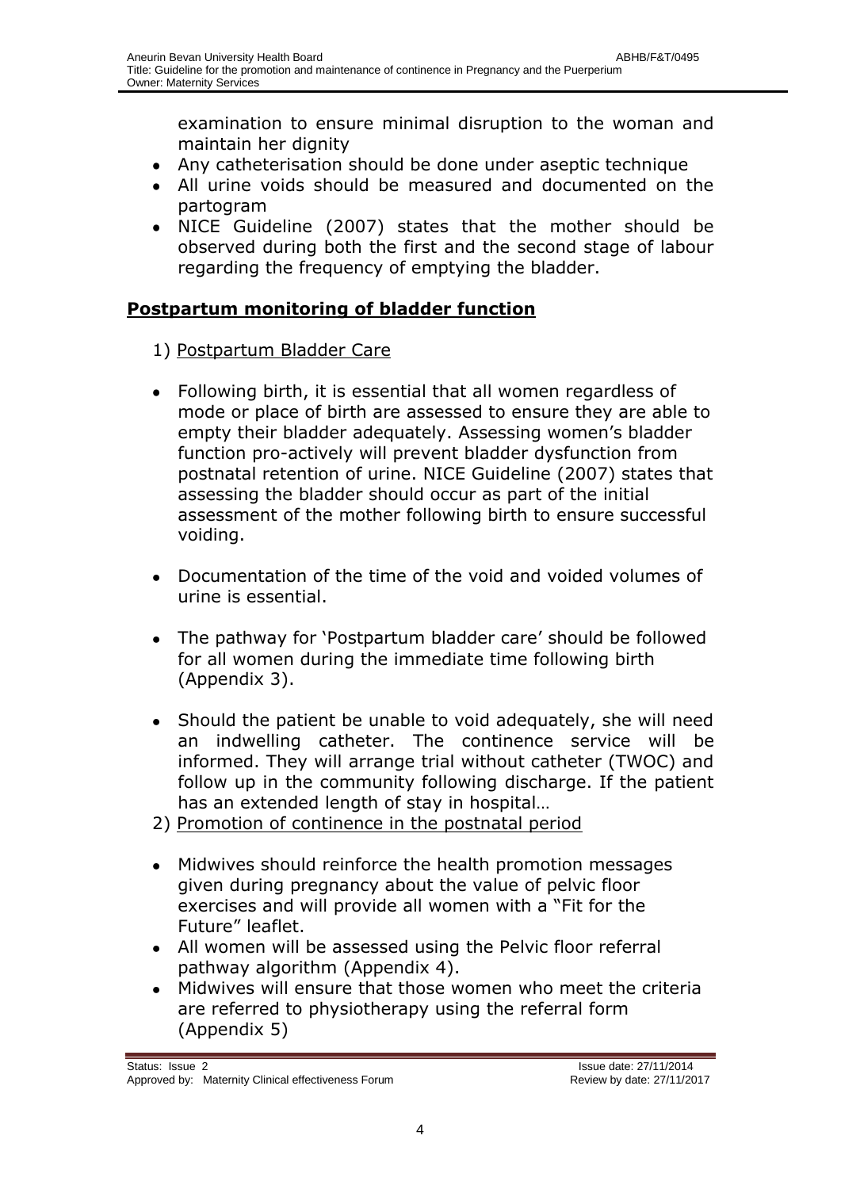examination to ensure minimal disruption to the woman and maintain her dignity

- Any catheterisation should be done under aseptic technique
- All urine voids should be measured and documented on the partogram
- NICE Guideline (2007) states that the mother should be observed during both the first and the second stage of labour regarding the frequency of emptying the bladder.

## **Postpartum monitoring of bladder function**

1) Postpartum Bladder Care

- Following birth, it is essential that all women regardless of mode or place of birth are assessed to ensure they are able to empty their bladder adequately. Assessing women's bladder function pro-actively will prevent bladder dysfunction from postnatal retention of urine. NICE Guideline (2007) states that assessing the bladder should occur as part of the initial assessment of the mother following birth to ensure successful voiding.

- Documentation of the time of the void and voided volumes of urine is essential.

- The pathway for 'Postpartum bladder care' should be followed for all women during the immediate time following birth (Appendix 3).

- Should the patient be unable to void adequately, she will need an indwelling catheter. The continence service will be informed. They will arrange trial without catheter (TWOC) and follow up in the community following discharge. If the patient has an extended length of stay in hospital…

2) Promotion of continence in the postnatal period

- Midwives should reinforce the health promotion messages given during pregnancy about the value of pelvic floor exercises and will provide all women with a "Fit for the Future" leaflet.
- All women will be assessed using the Pelvic floor referral pathway algorithm (Appendix 4).
- Midwives will ensure that those women who meet the criteria are referred to physiotherapy using the referral form (Appendix 5)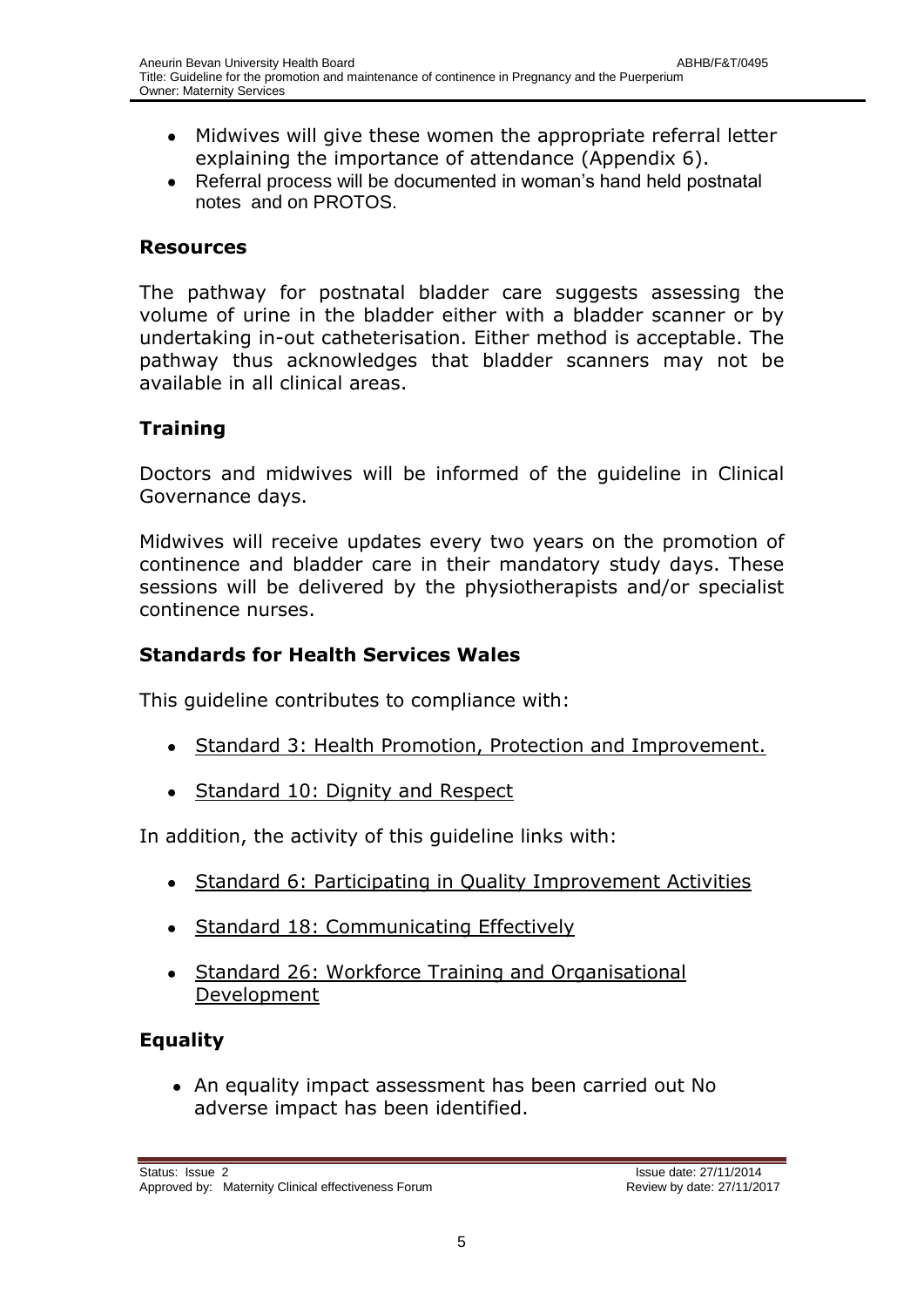- Midwives will give these women the appropriate referral letter explaining the importance of attendance (Appendix 6).
- Referral process will be documented in woman's hand held postnatal notes and on PROTOS.

## Resources

The pathway for postnatal bladder care suggests assessing the volume of urine in the bladder either with a bladder scanner or by undertaking in-out catheterisation. Either method is acceptable. The pathway thus acknowledges that bladder scanners may not be available in all clinical areas.

## Training

Doctors and midwives will be informed of the guideline in Clinical Governance days.

Midwives will receive updates every two years on the promotion of continence and bladder care in their mandatory study days. These sessions will be delivered by the physiotherapists and/or specialist continence nurses.

## Standards for Health Services Wales

This guideline contributes to compliance with:

- Standard 3: Health Promotion, Protection and Improvement.
- Standard 10: Dignity and Respect

In addition, the activity of this guideline links with:

- Standard 6: Participating in Quality Improvement Activities
- Standard 18: Communicating Effectively
- Standard 26: Workforce Training and Organisational Development

## Equality

- An equality impact assessment has been carried out No adverse impact has been identified.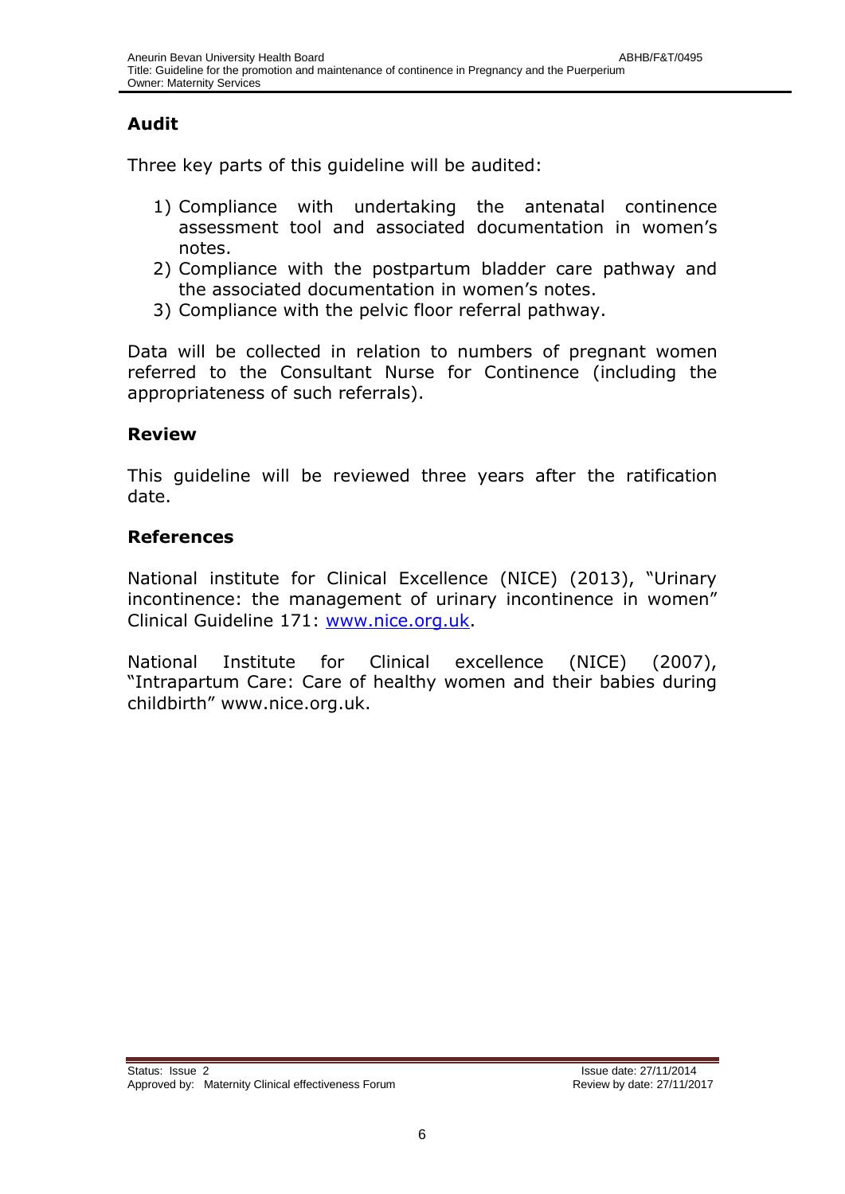## Audit

Three key parts of this guideline will be audited:

1) Compliance with undertaking the antenatal continence assessment tool and associated documentation in women's notes.
2) Compliance with the postpartum bladder care pathway and the associated documentation in women's notes.
3) Compliance with the pelvic floor referral pathway.

Data will be collected in relation to numbers of pregnant women referred to the Consultant Nurse for Continence (including the appropriateness of such referrals).

## Review

This guideline will be reviewed three years after the ratification date.

## References

National institute for Clinical Excellence (NICE) (2013), "Urinary incontinence: the management of urinary incontinence in women" Clinical Guideline 171: [www.nice.org.uk](http://www.nice.org.uk).

National Institute for Clinical excellence (NICE) (2007), "Intrapartum Care: Care of healthy women and their babies during childbirth" www.nice.org.uk.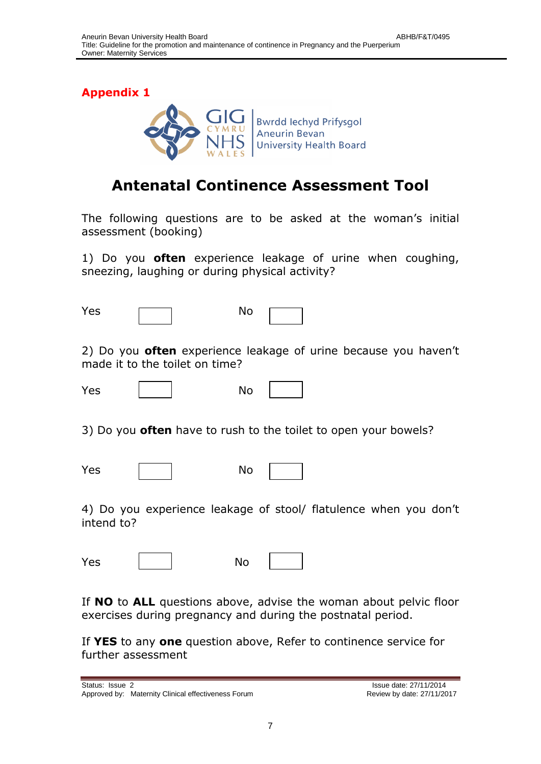## Appendix 1

# Antenatal Continence Assessment Tool

The following questions are to be asked at the woman's initial assessment (booking)

1) Do you **often** experience leakage of urine when coughing, sneezing, laughing or during physical activity?

Yes ☐ No ☐

2) Do you **often** experience leakage of urine because you haven't made it to the toilet on time?

Yes ☐ No ☐

3) Do you **often** have to rush to the toilet to open your bowels?

Yes ☐ No ☐

4) Do you experience leakage of stool/ flatulence when you don't intend to?

Yes ☐ No ☐

If **NO** to **ALL** questions above, advise the woman about pelvic floor exercises during pregnancy and during the postnatal period.

If **YES** to any **one** question above, Refer to continence service for further assessment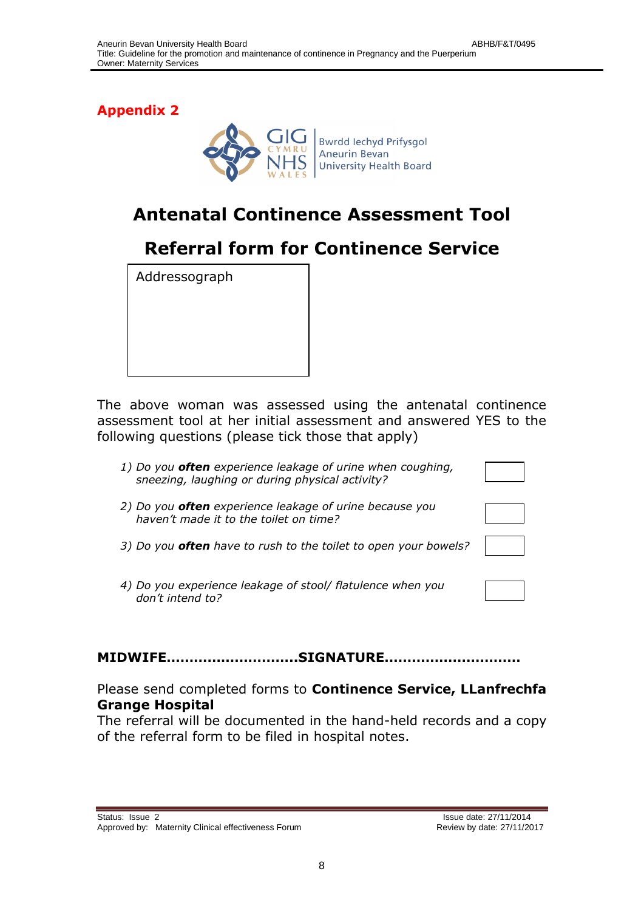**Appendix 2**

# Antenatal Continence Assessment Tool

# Referral form for Continence Service

| Addressograph |
|---|
| |

The above woman was assessed using the antenatal continence assessment tool at her initial assessment and answered YES to the following questions (please tick those that apply)

1) *Do you **often** experience leakage of urine when coughing, sneezing, laughing or during physical activity?* ☐
2) *Do you **often** experience leakage of urine because you haven't made it to the toilet on time?* ☐
3) *Do you **often** have to rush to the toilet to open your bowels?* ☐
4) *Do you experience leakage of stool/ flatulence when you don't intend to?* ☐

**MIDWIFE...........................SIGNATURE............................**

Please send completed forms to **Continence Service, LLanfrechfa Grange Hospital**
The referral will be documented in the hand-held records and a copy of the referral form to be filed in hospital notes.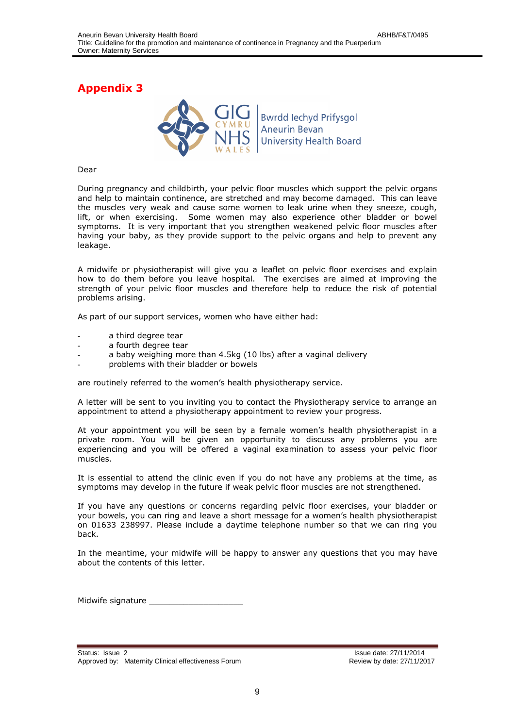# Appendix 3

Bwrdd Iechyd Prifysgol Aneurin Bevan University Health Board

Dear

During pregnancy and childbirth, your pelvic floor muscles which support the pelvic organs and help to maintain continence, are stretched and may become damaged. This can leave the muscles very weak and cause some women to leak urine when they sneeze, cough, lift, or when exercising. Some women may also experience other bladder or bowel symptoms. It is very important that you strengthen weakened pelvic floor muscles after having your baby, as they provide support to the pelvic organs and help to prevent any leakage.

A midwife or physiotherapist will give you a leaflet on pelvic floor exercises and explain how to do them before you leave hospital. The exercises are aimed at improving the strength of your pelvic floor muscles and therefore help to reduce the risk of potential problems arising.

As part of our support services, women who have either had:

- a third degree tear
- a fourth degree tear
- a baby weighing more than 4.5kg (10 lbs) after a vaginal delivery
- problems with their bladder or bowels

are routinely referred to the women's health physiotherapy service.

A letter will be sent to you inviting you to contact the Physiotherapy service to arrange an appointment to attend a physiotherapy appointment to review your progress.

At your appointment you will be seen by a female women's health physiotherapist in a private room. You will be given an opportunity to discuss any problems you are experiencing and you will be offered a vaginal examination to assess your pelvic floor muscles.

It is essential to attend the clinic even if you do not have any problems at the time, as symptoms may develop in the future if weak pelvic floor muscles are not strengthened.

If you have any questions or concerns regarding pelvic floor exercises, your bladder or your bowels, you can ring and leave a short message for a women's health physiotherapist on 01633 238997. Please include a daytime telephone number so that we can ring you back.

In the meantime, your midwife will be happy to answer any questions that you may have about the contents of this letter.

Midwife signature ____________________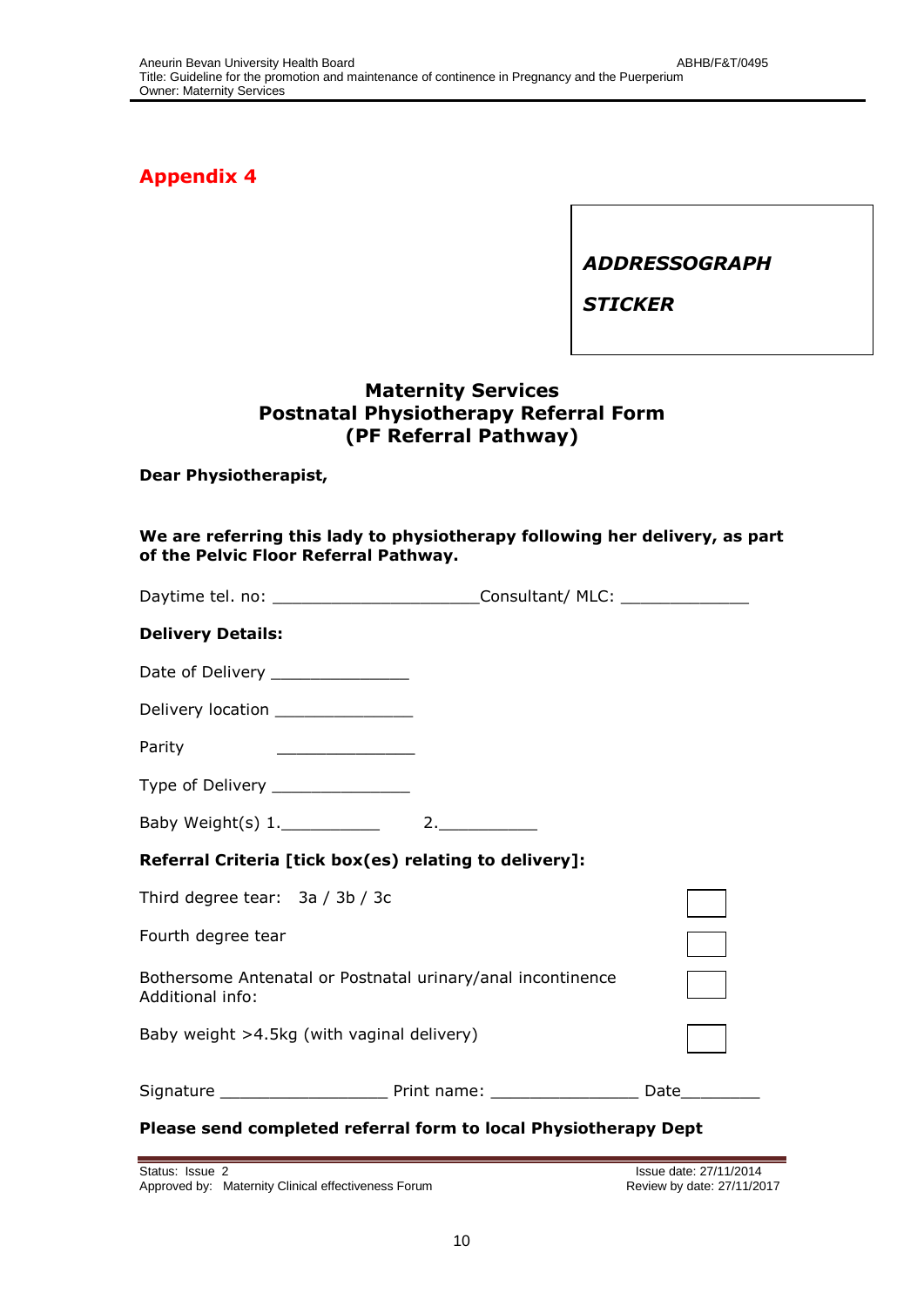## Appendix 4

***ADDRESSOGRAPH***

***STICKER***

### Maternity Services
### Postnatal Physiotherapy Referral Form
### (PF Referral Pathway)

**Dear Physiotherapist,**

**We are referring this lady to physiotherapy following her delivery, as part of the Pelvic Floor Referral Pathway.**

Daytime tel. no: _____________________Consultant/ MLC: _____________

**Delivery Details:**

Date of Delivery ______________

Delivery location ______________

Parity ______________

Type of Delivery ______________

Baby Weight(s) 1.__________ 2.__________

**Referral Criteria [tick box(es) relating to delivery]:**

| | |
|---|---|
| Third degree tear: 3a / 3b / 3c | ☐ |
| Fourth degree tear | ☐ |
| Bothersome Antenatal or Postnatal urinary/anal incontinence<br>Additional info: | ☐ |
| Baby weight >4.5kg (with vaginal delivery) | ☐ |

Signature _________________ Print name: _______________ Date________

**Please send completed referral form to local Physiotherapy Dept**

Status: Issue 2
Approved by: Maternity Clinical effectiveness Forum

Issue date: 27/11/2014
Review by date: 27/11/2017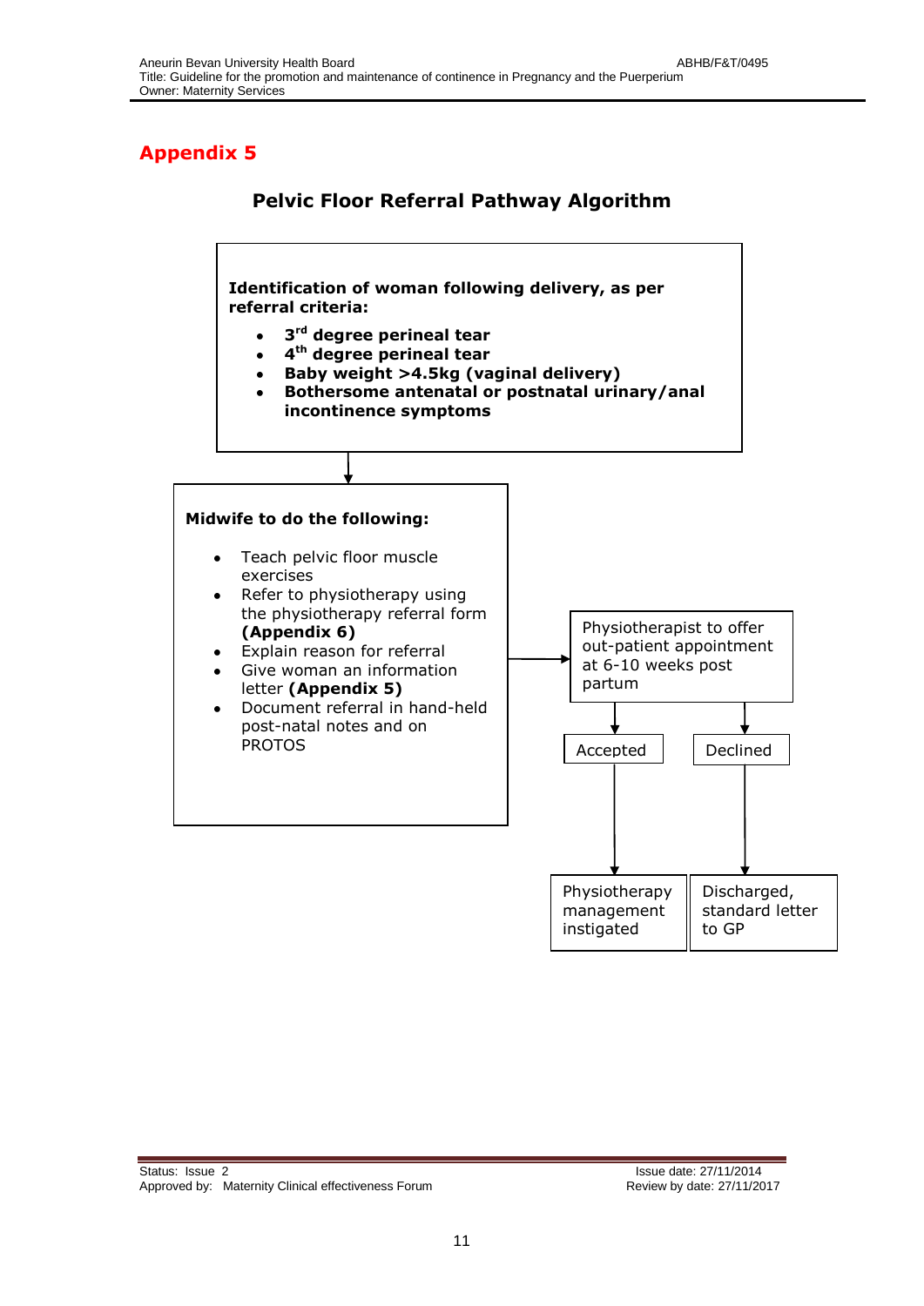## Appendix 5

### Pelvic Floor Referral Pathway Algorithm

**Identification of woman following delivery, as per referral criteria:**

- **3rd degree perineal tear**
- **4th degree perineal tear**
- **Baby weight >4.5kg (vaginal delivery)**
- **Bothersome antenatal or postnatal urinary/anal incontinence symptoms**

↓

**Midwife to do the following:**

- Teach pelvic floor muscle exercises
- Refer to physiotherapy using the physiotherapy referral form **(Appendix 6)**
- Explain reason for referral
- Give woman an information letter **(Appendix 5)**
- Document referral in hand-held post-natal notes and on PROTOS

→

Physiotherapist to offer out-patient appointment at 6-10 weeks post partum

- Accepted → Physiotherapy management instigated
- Declined → Discharged, standard letter to GP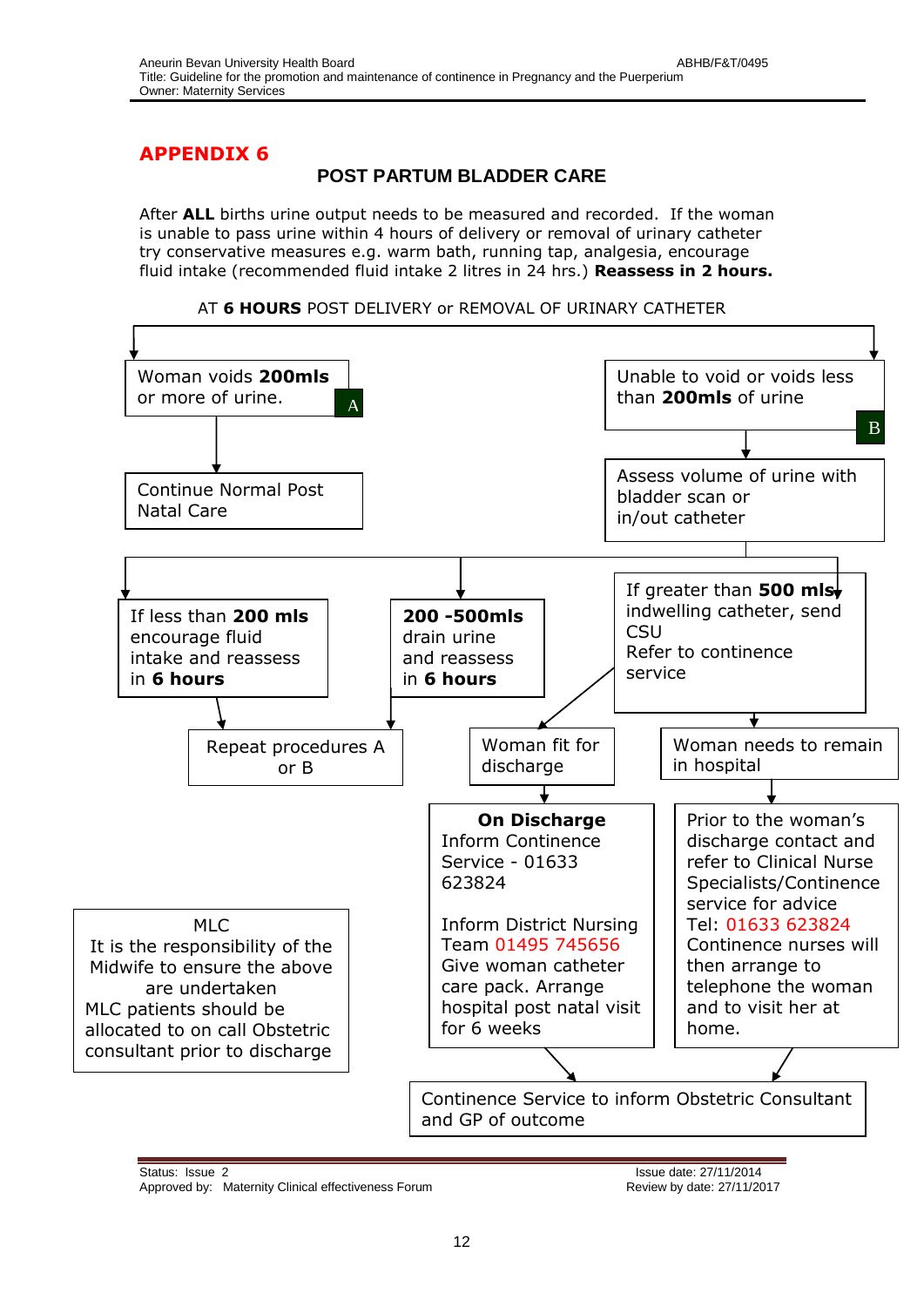## APPENDIX 6

### POST PARTUM BLADDER CARE

After **ALL** births urine output needs to be measured and recorded. If the woman is unable to pass urine within 4 hours of delivery or removal of urinary catheter try conservative measures e.g. warm bath, running tap, analgesia, encourage fluid intake (recommended fluid intake 2 litres in 24 hrs.) **Reassess in 2 hours.**

AT **6 HOURS** POST DELIVERY or REMOVAL OF URINARY CATHETER

Woman voids **200mls** or more of urine. A

Continue Normal Post Natal Care

Unable to void or voids less than **200mls** of urine B

Assess volume of urine with bladder scan or in/out catheter

If less than **200 mls** encourage fluid intake and reassess in **6 hours**

**200 -500mls** drain urine and reassess in **6 hours**

If greater than **500 mls** indwelling catheter, send CSU
Refer to continence service

Repeat procedures A or B

Woman fit for discharge

Woman needs to remain in hospital

**On Discharge**
Inform Continence Service - 01633 623824

Inform District Nursing Team 01495 745656
Give woman catheter care pack. Arrange hospital post natal visit for 6 weeks

Prior to the woman's discharge contact and refer to Clinical Nurse Specialists/Continence service for advice
Tel: 01633 623824
Continence nurses will then arrange to telephone the woman and to visit her at home.

MLC
It is the responsibility of the Midwife to ensure the above are undertaken
MLC patients should be allocated to on call Obstetric consultant prior to discharge

Continence Service to inform Obstetric Consultant and GP of outcome